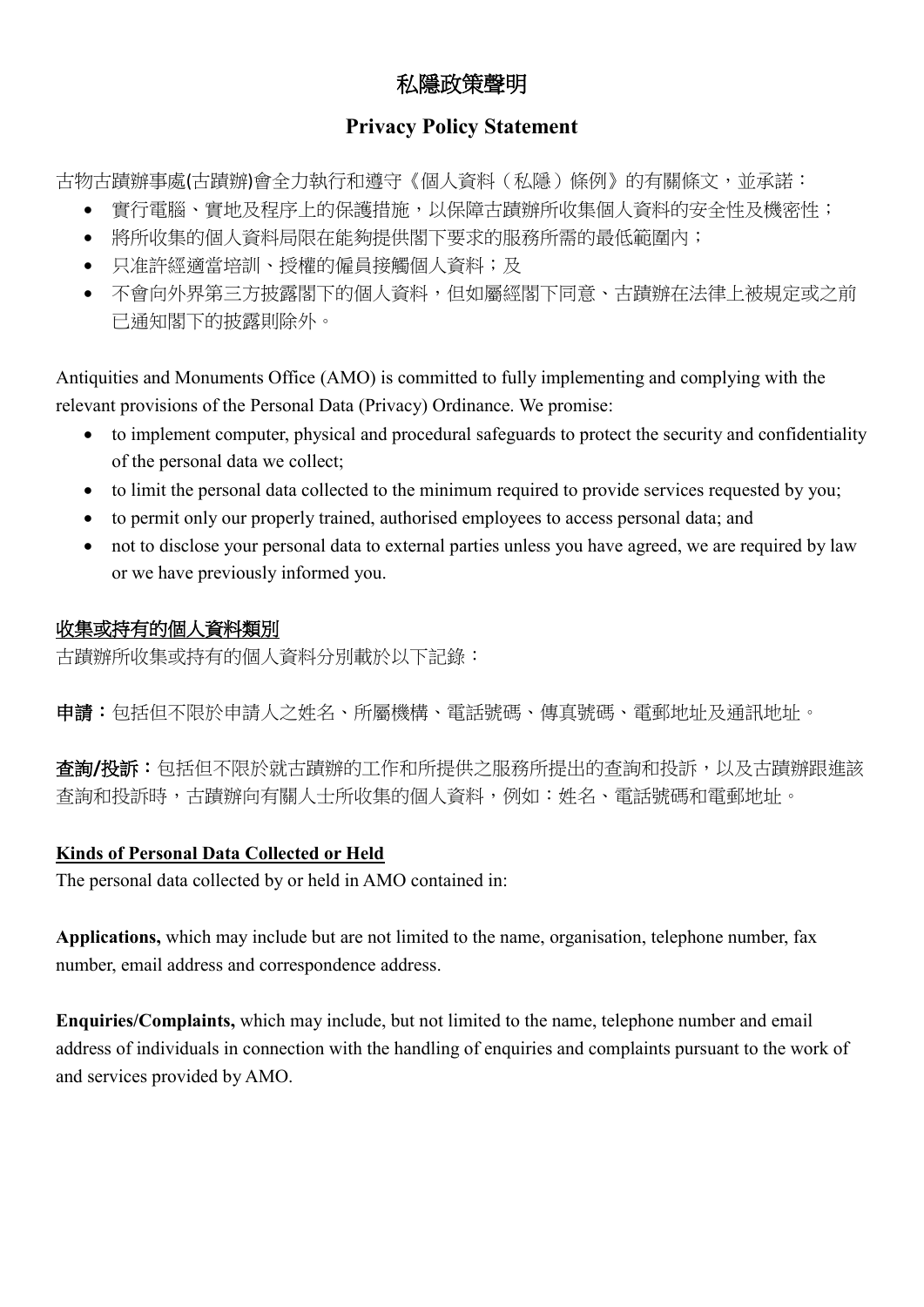# 私隱政策聲明

# Privacy Policy Statement

古物古蹟辦事處(古蹟辦)會全力執行和遵守《個人資料（私隱）條例》的有關條文，並承諾：

- 實行電腦、實地及程序上的保護措施，以保障古蹟辦所收集個人資料的安全性及機密性；
- 將所收集的個人資料局限在能夠提供閣下要求的服務所需的最低範圍內；
- 只准許經適當培訓、授權的僱員接觸個人資料；及
- 不會向外界第三方披露閣下的個人資料，但如屬經閣下同意、古蹟辦在法律上被規定或之前已通知閣下的披露則除外。

Antiquities and Monuments Office (AMO) is committed to fully implementing and complying with the relevant provisions of the Personal Data (Privacy) Ordinance. We promise:

- to implement computer, physical and procedural safeguards to protect the security and confidentiality of the personal data we collect;
- to limit the personal data collected to the minimum required to provide services requested by you;
- to permit only our properly trained, authorised employees to access personal data; and
- not to disclose your personal data to external parties unless you have agreed, we are required by law or we have previously informed you.

## 收集或持有的個人資料類別

古蹟辦所收集或持有的個人資料分別載於以下記錄：

**申請：**包括但不限於申請人之姓名、所屬機構、電話號碼、傳真號碼、電郵地址及通訊地址。

**查詢/投訴：**包括但不限於就古蹟辦的工作和所提供之服務所提出的查詢和投訴，以及古蹟辦跟進該查詢和投訴時，古蹟辦向有關人士所收集的個人資料，例如：姓名、電話號碼和電郵地址。

## Kinds of Personal Data Collected or Held

The personal data collected by or held in AMO contained in:

**Applications,** which may include but are not limited to the name, organisation, telephone number, fax number, email address and correspondence address.

**Enquiries/Complaints,** which may include, but not limited to the name, telephone number and email address of individuals in connection with the handling of enquiries and complaints pursuant to the work of and services provided by AMO.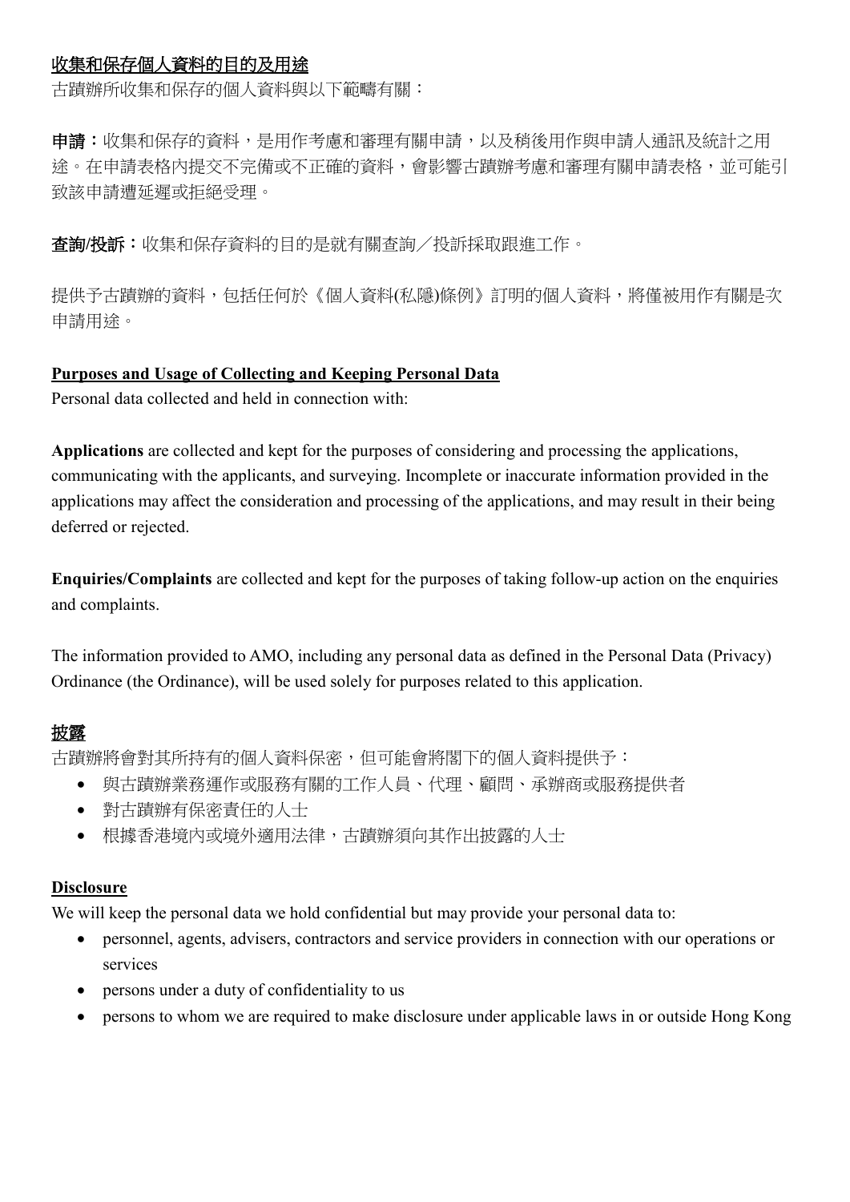## 收集和保存個人資料的目的及用途

古蹟辦所收集和保存的個人資料與以下範疇有關：

**申請**：收集和保存的資料，是用作考慮和審理有關申請，以及稍後用作與申請人通訊及統計之用途。在申請表格內提交不完備或不正確的資料，會影響古蹟辦考慮和審理有關申請表格，並可能引致該申請遭延遲或拒絕受理。

**查詢/投訴**：收集和保存資料的目的是就有關查詢／投訴採取跟進工作。

提供予古蹟辦的資料，包括任何於《個人資料(私隱)條例》訂明的個人資料，將僅被用作有關是次申請用途。

## Purposes and Usage of Collecting and Keeping Personal Data

Personal data collected and held in connection with:

**Applications** are collected and kept for the purposes of considering and processing the applications, communicating with the applicants, and surveying. Incomplete or inaccurate information provided in the applications may affect the consideration and processing of the applications, and may result in their being deferred or rejected.

**Enquiries/Complaints** are collected and kept for the purposes of taking follow-up action on the enquiries and complaints.

The information provided to AMO, including any personal data as defined in the Personal Data (Privacy) Ordinance (the Ordinance), will be used solely for purposes related to this application.

## 披露

古蹟辦將會對其所持有的個人資料保密，但可能會將閣下的個人資料提供予：

- 與古蹟辦業務運作或服務有關的工作人員、代理、顧問、承辦商或服務提供者
- 對古蹟辦有保密責任的人士
- 根據香港境內或境外適用法律，古蹟辦須向其作出披露的人士

## Disclosure

We will keep the personal data we hold confidential but may provide your personal data to:

- personnel, agents, advisers, contractors and service providers in connection with our operations or services
- persons under a duty of confidentiality to us
- persons to whom we are required to make disclosure under applicable laws in or outside Hong Kong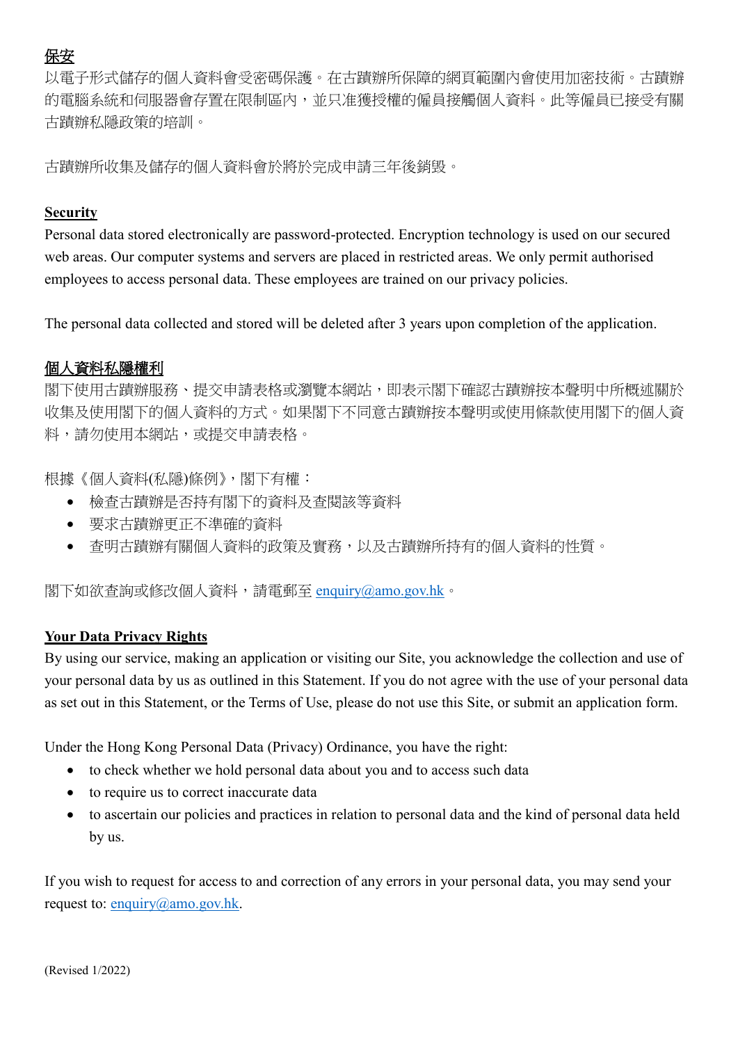## 保安

以電子形式儲存的個人資料會受密碼保護。在古蹟辦所保障的網頁範圍內會使用加密技術。古蹟辦的電腦系統和伺服器會存置在限制區內，並只准獲授權的僱員接觸個人資料。此等僱員已接受有關古蹟辦私隱政策的培訓。

古蹟辦所收集及儲存的個人資料會於將於完成申請三年後銷毀。

## Security

Personal data stored electronically are password-protected. Encryption technology is used on our secured web areas. Our computer systems and servers are placed in restricted areas. We only permit authorised employees to access personal data. These employees are trained on our privacy policies.

The personal data collected and stored will be deleted after 3 years upon completion of the application.

## 個人資料私隱權利

閣下使用古蹟辦服務、提交申請表格或瀏覽本網站，即表示閣下確認古蹟辦按本聲明中所概述關於收集及使用閣下的個人資料的方式。如果閣下不同意古蹟辦按本聲明或使用條款使用閣下的個人資料，請勿使用本網站，或提交申請表格。

根據《個人資料(私隱)條例》，閣下有權：

- 檢查古蹟辦是否持有閣下的資料及查閱該等資料
- 要求古蹟辦更正不準確的資料
- 查明古蹟辦有關個人資料的政策及實務，以及古蹟辦所持有的個人資料的性質。

閣下如欲查詢或修改個人資料，請電郵至 enquiry@amo.gov.hk。

## Your Data Privacy Rights

By using our service, making an application or visiting our Site, you acknowledge the collection and use of your personal data by us as outlined in this Statement. If you do not agree with the use of your personal data as set out in this Statement, or the Terms of Use, please do not use this Site, or submit an application form.

Under the Hong Kong Personal Data (Privacy) Ordinance, you have the right:

- to check whether we hold personal data about you and to access such data
- to require us to correct inaccurate data
- to ascertain our policies and practices in relation to personal data and the kind of personal data held by us.

If you wish to request for access to and correction of any errors in your personal data, you may send your request to: enquiry@amo.gov.hk.

(Revised 1/2022)